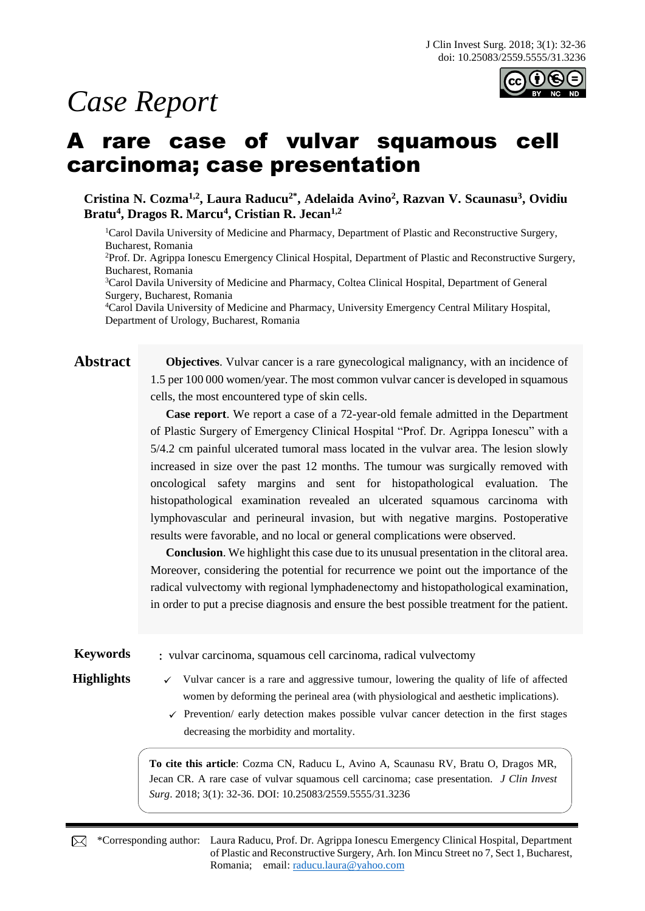*Case Report*

# A rare case of vulvar squamous cell carcinoma; case presentation

**Cristina N. Cozma[1,2], Laura Raducu[2*], Adelaida Avino[2], Razvan V. Scaunasu[3], Ovidiu Bratu[4], Dragos R. Marcu[4], Cristian R. Jecan[1,2]**

[1]Carol Davila University of Medicine and Pharmacy, Department of Plastic and Reconstructive Surgery, Bucharest, Romania
[2]Prof. Dr. Agrippa Ionescu Emergency Clinical Hospital, Department of Plastic and Reconstructive Surgery, Bucharest, Romania
[3]Carol Davila University of Medicine and Pharmacy, Coltea Clinical Hospital, Department of General Surgery, Bucharest, Romania
[4]Carol Davila University of Medicine and Pharmacy, University Emergency Central Military Hospital, Department of Urology, Bucharest, Romania

## Abstract

**Objectives**. Vulvar cancer is a rare gynecological malignancy, with an incidence of 1.5 per 100 000 women/year. The most common vulvar cancer is developed in squamous cells, the most encountered type of skin cells.

**Case report**. We report a case of a 72-year-old female admitted in the Department of Plastic Surgery of Emergency Clinical Hospital "Prof. Dr. Agrippa Ionescu" with a 5/4.2 cm painful ulcerated tumoral mass located in the vulvar area. The lesion slowly increased in size over the past 12 months. The tumour was surgically removed with oncological safety margins and sent for histopathological evaluation. The histopathological examination revealed an ulcerated squamous carcinoma with lymphovascular and perineural invasion, but with negative margins. Postoperative results were favorable, and no local or general complications were observed.

**Conclusion**. We highlight this case due to its unusual presentation in the clitoral area. Moreover, considering the potential for recurrence we point out the importance of the radical vulvectomy with regional lymphadenectomy and histopathological examination, in order to put a precise diagnosis and ensure the best possible treatment for the patient.

**Keywords**: vulvar carcinoma, squamous cell carcinoma, radical vulvectomy

**Highlights**

- ✓ Vulvar cancer is a rare and aggressive tumour, lowering the quality of life of affected women by deforming the perineal area (with physiological and aesthetic implications).
- ✓ Prevention/ early detection makes possible vulvar cancer detection in the first stages decreasing the morbidity and mortality.

**To cite this article**: Cozma CN, Raducu L, Avino A, Scaunasu RV, Bratu O, Dragos MR, Jecan CR. A rare case of vulvar squamous cell carcinoma; case presentation. *J Clin Invest Surg*. 2018; 3(1): 32-36. DOI: 10.25083/2559.5555/31.3236

\*Corresponding author: Laura Raducu, Prof. Dr. Agrippa Ionescu Emergency Clinical Hospital, Department of Plastic and Reconstructive Surgery, Arh. Ion Mincu Street no 7, Sect 1, Bucharest, Romania; email: raducu.laura@yahoo.com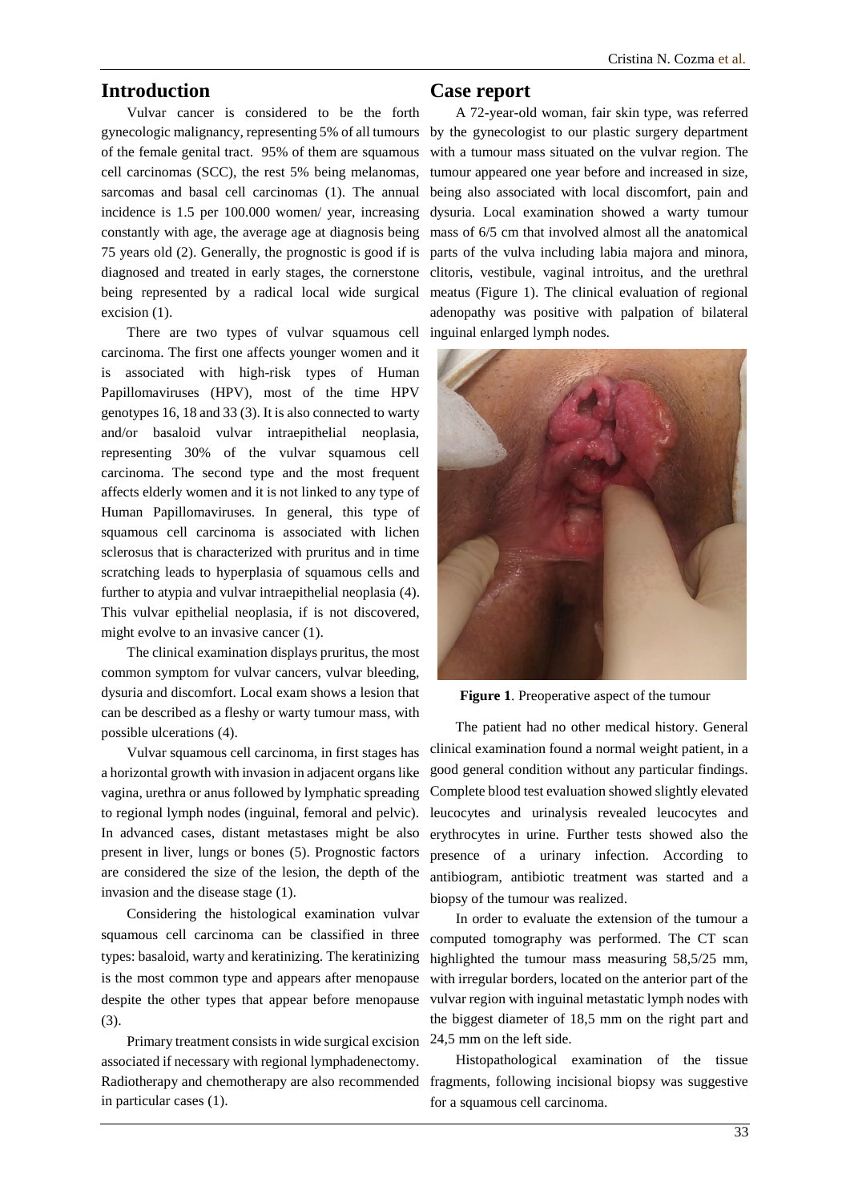## Introduction

Vulvar cancer is considered to be the forth gynecologic malignancy, representing 5% of all tumours of the female genital tract. 95% of them are squamous cell carcinomas (SCC), the rest 5% being melanomas, sarcomas and basal cell carcinomas (1). The annual incidence is 1.5 per 100.000 women/ year, increasing constantly with age, the average age at diagnosis being 75 years old (2). Generally, the prognostic is good if is diagnosed and treated in early stages, the cornerstone being represented by a radical local wide surgical excision (1).

There are two types of vulvar squamous cell carcinoma. The first one affects younger women and it is associated with high-risk types of Human Papillomaviruses (HPV), most of the time HPV genotypes 16, 18 and 33 (3). It is also connected to warty and/or basaloid vulvar intraepithelial neoplasia, representing 30% of the vulvar squamous cell carcinoma. The second type and the most frequent affects elderly women and it is not linked to any type of Human Papillomaviruses. In general, this type of squamous cell carcinoma is associated with lichen sclerosus that is characterized with pruritus and in time scratching leads to hyperplasia of squamous cells and further to atypia and vulvar intraepithelial neoplasia (4). This vulvar epithelial neoplasia, if is not discovered, might evolve to an invasive cancer (1).

The clinical examination displays pruritus, the most common symptom for vulvar cancers, vulvar bleeding, dysuria and discomfort. Local exam shows a lesion that can be described as a fleshy or warty tumour mass, with possible ulcerations (4).

Vulvar squamous cell carcinoma, in first stages has a horizontal growth with invasion in adjacent organs like vagina, urethra or anus followed by lymphatic spreading to regional lymph nodes (inguinal, femoral and pelvic). In advanced cases, distant metastases might be also present in liver, lungs or bones (5). Prognostic factors are considered the size of the lesion, the depth of the invasion and the disease stage (1).

Considering the histological examination vulvar squamous cell carcinoma can be classified in three types: basaloid, warty and keratinizing. The keratinizing is the most common type and appears after menopause despite the other types that appear before menopause (3).

Primary treatment consists in wide surgical excision associated if necessary with regional lymphadenectomy. Radiotherapy and chemotherapy are also recommended in particular cases (1).

## Case report

A 72-year-old woman, fair skin type, was referred by the gynecologist to our plastic surgery department with a tumour mass situated on the vulvar region. The tumour appeared one year before and increased in size, being also associated with local discomfort, pain and dysuria. Local examination showed a warty tumour mass of 6/5 cm that involved almost all the anatomical parts of the vulva including labia majora and minora, clitoris, vestibule, vaginal introitus, and the urethral meatus (Figure 1). The clinical evaluation of regional adenopathy was positive with palpation of bilateral inguinal enlarged lymph nodes.

**Figure 1**. Preoperative aspect of the tumour

The patient had no other medical history. General clinical examination found a normal weight patient, in a good general condition without any particular findings. Complete blood test evaluation showed slightly elevated leucocytes and urinalysis revealed leucocytes and erythrocytes in urine. Further tests showed also the presence of a urinary infection. According to antibiogram, antibiotic treatment was started and a biopsy of the tumour was realized.

In order to evaluate the extension of the tumour a computed tomography was performed. The CT scan highlighted the tumour mass measuring 58,5/25 mm, with irregular borders, located on the anterior part of the vulvar region with inguinal metastatic lymph nodes with the biggest diameter of 18,5 mm on the right part and 24,5 mm on the left side.

Histopathological examination of the tissue fragments, following incisional biopsy was suggestive for a squamous cell carcinoma.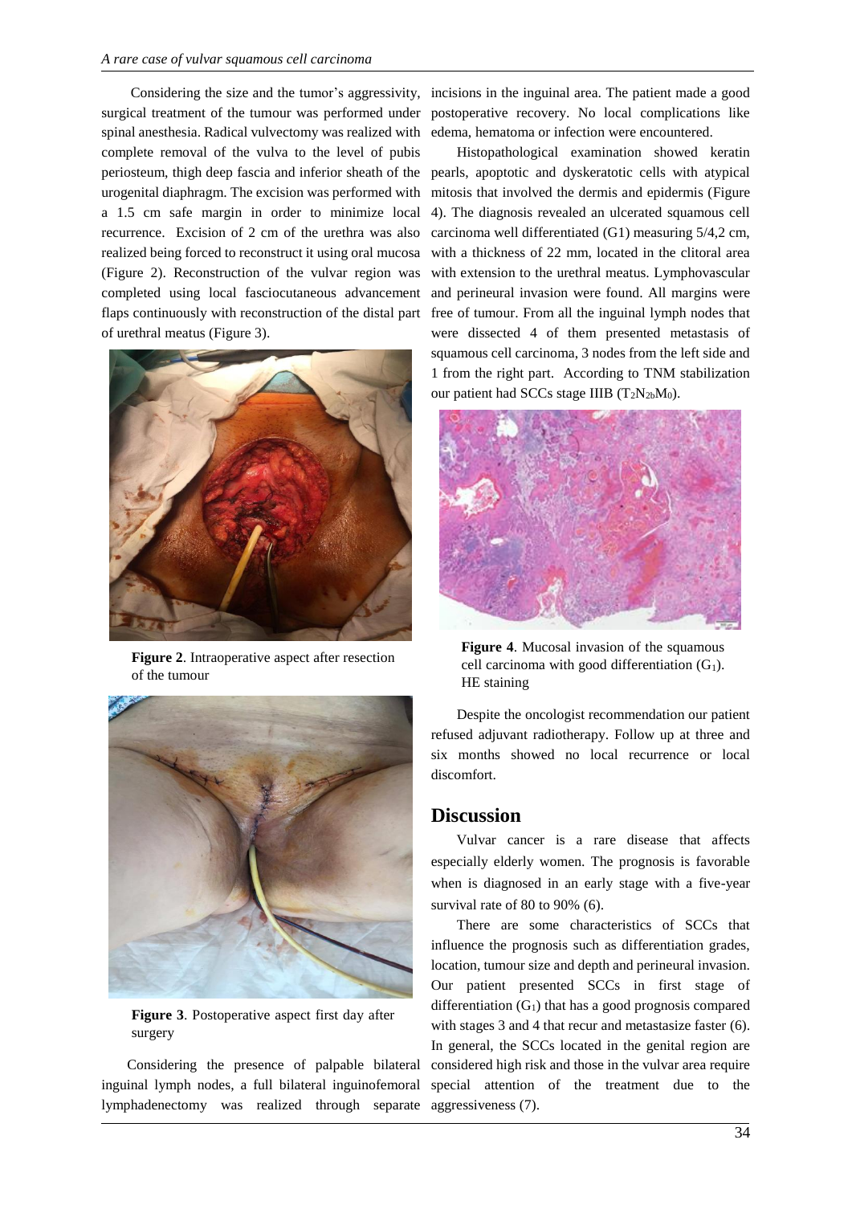Considering the size and the tumor's aggressivity, surgical treatment of the tumour was performed under spinal anesthesia. Radical vulvectomy was realized with complete removal of the vulva to the level of pubis periosteum, thigh deep fascia and inferior sheath of the urogenital diaphragm. The excision was performed with a 1.5 cm safe margin in order to minimize local recurrence. Excision of 2 cm of the urethra was also realized being forced to reconstruct it using oral mucosa (Figure 2). Reconstruction of the vulvar region was completed using local fasciocutaneous advancement flaps continuously with reconstruction of the distal part of urethral meatus (Figure 3).

**Figure 2**. Intraoperative aspect after resection of the tumour

**Figure 3**. Postoperative aspect first day after surgery

Considering the presence of palpable bilateral inguinal lymph nodes, a full bilateral inguinofemoral lymphadenectomy was realized through separate incisions in the inguinal area. The patient made a good postoperative recovery. No local complications like edema, hematoma or infection were encountered.

Histopathological examination showed keratin pearls, apoptotic and dyskeratotic cells with atypical mitosis that involved the dermis and epidermis (Figure 4). The diagnosis revealed an ulcerated squamous cell carcinoma well differentiated (G1) measuring 5/4,2 cm, with a thickness of 22 mm, located in the clitoral area with extension to the urethral meatus. Lymphovascular and perineural invasion were found. All margins were free of tumour. From all the inguinal lymph nodes that were dissected 4 of them presented metastasis of squamous cell carcinoma, 3 nodes from the left side and 1 from the right part. According to TNM stabilization our patient had SCCs stage IIIB ($T_2N_{2b}M_0$).

**Figure 4**. Mucosal invasion of the squamous cell carcinoma with good differentiation ($G_1$). HE staining

Despite the oncologist recommendation our patient refused adjuvant radiotherapy. Follow up at three and six months showed no local recurrence or local discomfort.

## Discussion

Vulvar cancer is a rare disease that affects especially elderly women. The prognosis is favorable when is diagnosed in an early stage with a five-year survival rate of 80 to 90% (6).

There are some characteristics of SCCs that influence the prognosis such as differentiation grades, location, tumour size and depth and perineural invasion. Our patient presented SCCs in first stage of differentiation ($G_1$) that has a good prognosis compared with stages 3 and 4 that recur and metastasize faster (6). In general, the SCCs located in the genital region are considered high risk and those in the vulvar area require special attention of the treatment due to the aggressiveness (7).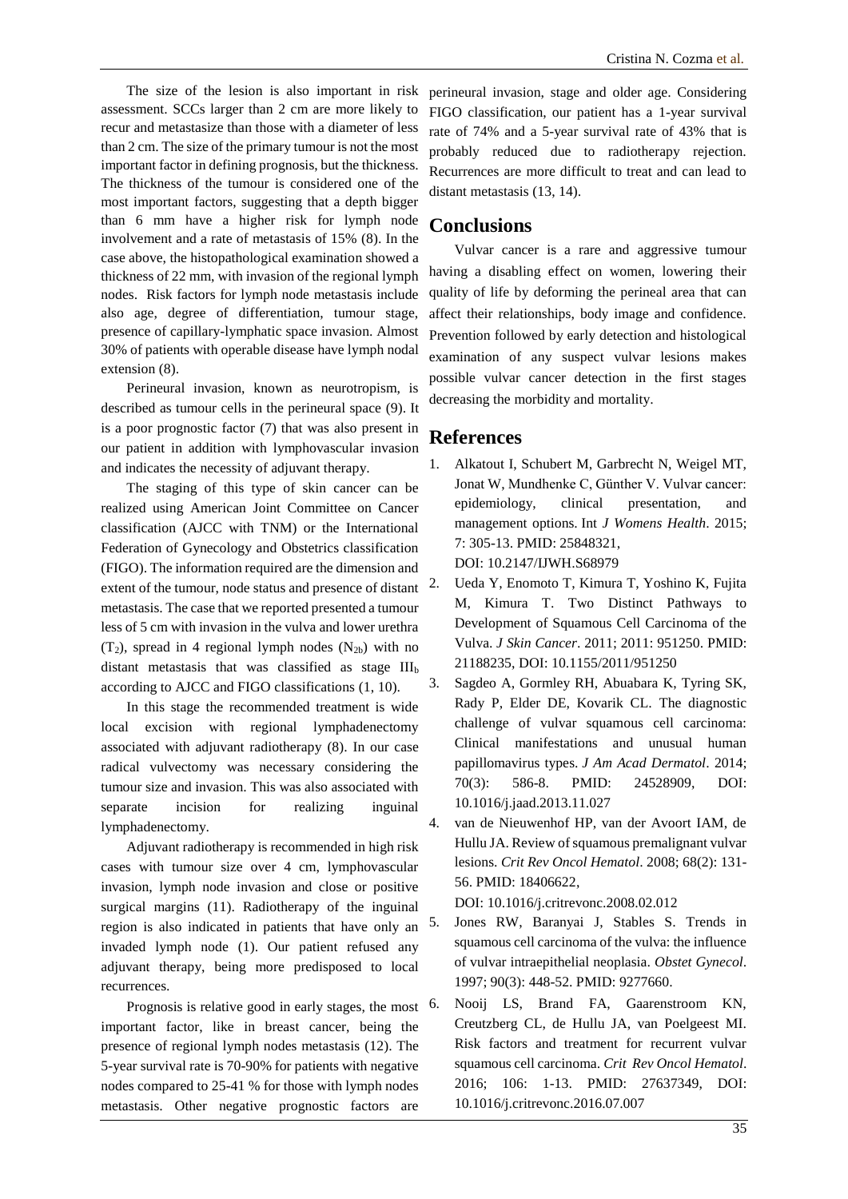The size of the lesion is also important in risk assessment. SCCs larger than 2 cm are more likely to recur and metastasize than those with a diameter of less than 2 cm. The size of the primary tumour is not the most important factor in defining prognosis, but the thickness. The thickness of the tumour is considered one of the most important factors, suggesting that a depth bigger than 6 mm have a higher risk for lymph node involvement and a rate of metastasis of 15% (8). In the case above, the histopathological examination showed a thickness of 22 mm, with invasion of the regional lymph nodes. Risk factors for lymph node metastasis include also age, degree of differentiation, tumour stage, presence of capillary-lymphatic space invasion. Almost 30% of patients with operable disease have lymph nodal extension (8).

Perineural invasion, known as neurotropism, is described as tumour cells in the perineural space (9). It is a poor prognostic factor (7) that was also present in our patient in addition with lymphovascular invasion and indicates the necessity of adjuvant therapy.

The staging of this type of skin cancer can be realized using American Joint Committee on Cancer classification (AJCC with TNM) or the International Federation of Gynecology and Obstetrics classification (FIGO). The information required are the dimension and extent of the tumour, node status and presence of distant metastasis. The case that we reported presented a tumour less of 5 cm with invasion in the vulva and lower urethra ($T_2$), spread in 4 regional lymph nodes ($N_{2b}$) with no distant metastasis that was classified as stage $III_b$ according to AJCC and FIGO classifications (1, 10).

In this stage the recommended treatment is wide local excision with regional lymphadenectomy associated with adjuvant radiotherapy (8). In our case radical vulvectomy was necessary considering the tumour size and invasion. This was also associated with separate incision for realizing inguinal lymphadenectomy.

Adjuvant radiotherapy is recommended in high risk cases with tumour size over 4 cm, lymphovascular invasion, lymph node invasion and close or positive surgical margins (11). Radiotherapy of the inguinal region is also indicated in patients that have only an invaded lymph node (1). Our patient refused any adjuvant therapy, being more predisposed to local recurrences.

Prognosis is relative good in early stages, the most important factor, like in breast cancer, being the presence of regional lymph nodes metastasis (12). The 5-year survival rate is 70-90% for patients with negative nodes compared to 25-41 % for those with lymph nodes metastasis. Other negative prognostic factors are perineural invasion, stage and older age. Considering FIGO classification, our patient has a 1-year survival rate of 74% and a 5-year survival rate of 43% that is probably reduced due to radiotherapy rejection. Recurrences are more difficult to treat and can lead to distant metastasis (13, 14).

## Conclusions

Vulvar cancer is a rare and aggressive tumour having a disabling effect on women, lowering their quality of life by deforming the perineal area that can affect their relationships, body image and confidence. Prevention followed by early detection and histological examination of any suspect vulvar lesions makes possible vulvar cancer detection in the first stages decreasing the morbidity and mortality.

## References

1. Alkatout I, Schubert M, Garbrecht N, Weigel MT, Jonat W, Mundhenke C, Günther V. Vulvar cancer: epidemiology, clinical presentation, and management options. Int *J Womens Health*. 2015; 7: 305-13. PMID: 25848321, DOI: 10.2147/IJWH.S68979
2. Ueda Y, Enomoto T, Kimura T, Yoshino K, Fujita M, Kimura T. Two Distinct Pathways to Development of Squamous Cell Carcinoma of the Vulva. *J Skin Cancer*. 2011; 2011: 951250. PMID: 21188235, DOI: 10.1155/2011/951250
3. Sagdeo A, Gormley RH, Abuabara K, Tyring SK, Rady P, Elder DE, Kovarik CL. The diagnostic challenge of vulvar squamous cell carcinoma: Clinical manifestations and unusual human papillomavirus types. *J Am Acad Dermatol*. 2014; 70(3): 586-8. PMID: 24528909, DOI: 10.1016/j.jaad.2013.11.027
4. van de Nieuwenhof HP, van der Avoort IAM, de Hullu JA. Review of squamous premalignant vulvar lesions. *Crit Rev Oncol Hematol*. 2008; 68(2): 131-56. PMID: 18406622, DOI: 10.1016/j.critrevonc.2008.02.012
5. Jones RW, Baranyai J, Stables S. Trends in squamous cell carcinoma of the vulva: the influence of vulvar intraepithelial neoplasia. *Obstet Gynecol*. 1997; 90(3): 448-52. PMID: 9277660.
6. Nooij LS, Brand FA, Gaarenstroom KN, Creutzberg CL, de Hullu JA, van Poelgeest MI. Risk factors and treatment for recurrent vulvar squamous cell carcinoma. *Crit Rev Oncol Hematol*. 2016; 106: 1-13. PMID: 27637349, DOI: 10.1016/j.critrevonc.2016.07.007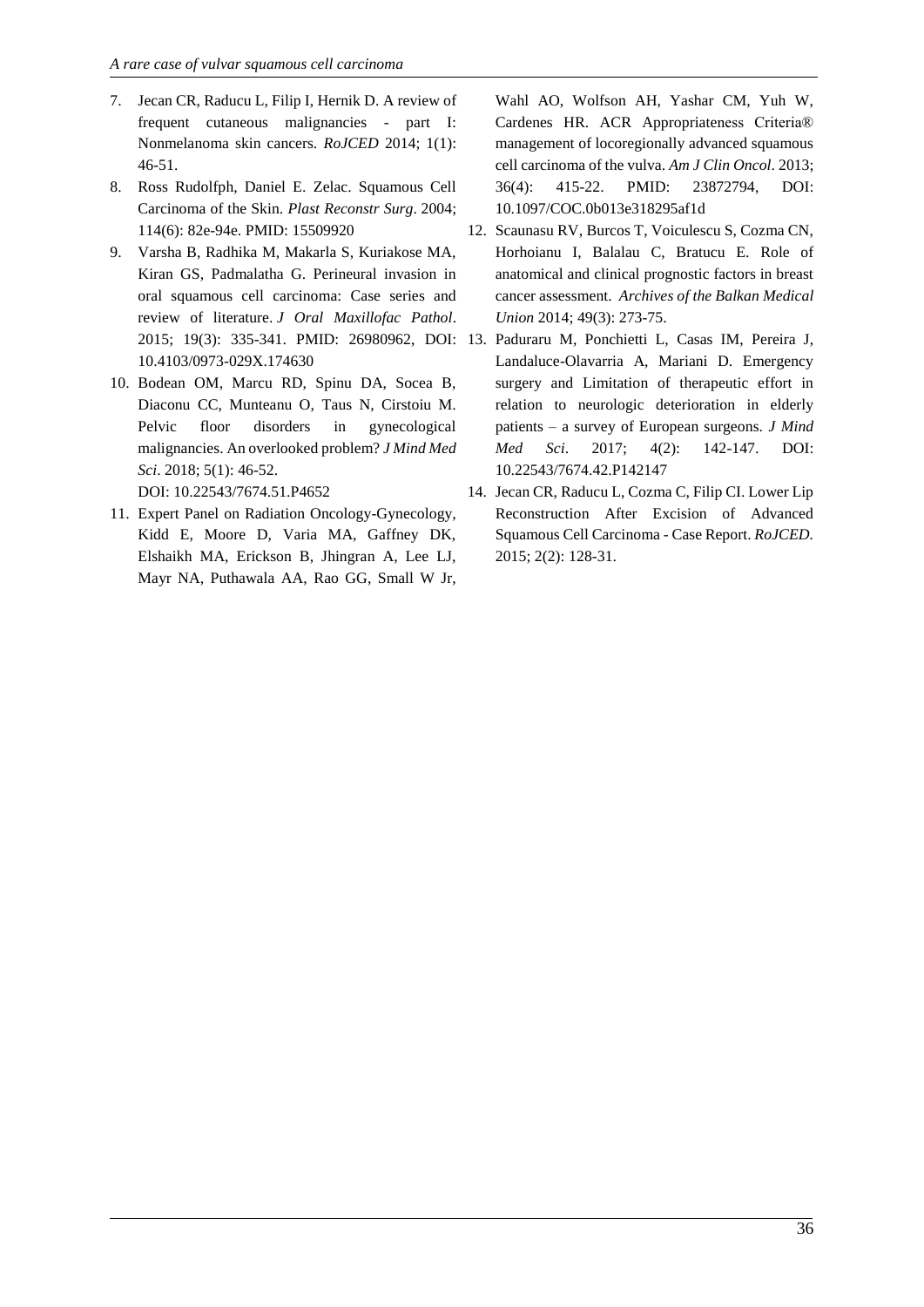7. Jecan CR, Raducu L, Filip I, Hernik D. A review of frequent cutaneous malignancies - part I: Nonmelanoma skin cancers. *RoJCED* 2014; 1(1): 46-51.
8. Ross Rudolfph, Daniel E. Zelac. Squamous Cell Carcinoma of the Skin. *Plast Reconstr Surg*. 2004; 114(6): 82e-94e. PMID: 15509920
9. Varsha B, Radhika M, Makarla S, Kuriakose MA, Kiran GS, Padmalatha G. Perineural invasion in oral squamous cell carcinoma: Case series and review of literature. *J Oral Maxillofac Pathol*. 2015; 19(3): 335-341. PMID: 26980962, DOI: 10.4103/0973-029X.174630
10. Bodean OM, Marcu RD, Spinu DA, Socea B, Diaconu CC, Munteanu O, Taus N, Cirstoiu M. Pelvic floor disorders in gynecological malignancies. An overlooked problem? *J Mind Med Sci*. 2018; 5(1): 46-52. DOI: 10.22543/7674.51.P4652
11. Expert Panel on Radiation Oncology-Gynecology, Kidd E, Moore D, Varia MA, Gaffney DK, Elshaikh MA, Erickson B, Jhingran A, Lee LJ, Mayr NA, Puthawala AA, Rao GG, Small W Jr, Wahl AO, Wolfson AH, Yashar CM, Yuh W, Cardenes HR. ACR Appropriateness Criteria® management of locoregionally advanced squamous cell carcinoma of the vulva. *Am J Clin Oncol*. 2013; 36(4): 415-22. PMID: 23872794, DOI: 10.1097/COC.0b013e318295af1d
12. Scaunasu RV, Burcos T, Voiculescu S, Cozma CN, Horhoianu I, Balalau C, Bratucu E. Role of anatomical and clinical prognostic factors in breast cancer assessment. *Archives of the Balkan Medical Union* 2014; 49(3): 273-75.
13. Paduraru M, Ponchietti L, Casas IM, Pereira J, Landaluce-Olavarria A, Mariani D. Emergency surgery and Limitation of therapeutic effort in relation to neurologic deterioration in elderly patients – a survey of European surgeons. *J Mind Med Sci*. 2017; 4(2): 142-147. DOI: 10.22543/7674.42.P142147
14. Jecan CR, Raducu L, Cozma C, Filip CI. Lower Lip Reconstruction After Excision of Advanced Squamous Cell Carcinoma - Case Report. *RoJCED*. 2015; 2(2): 128-31.